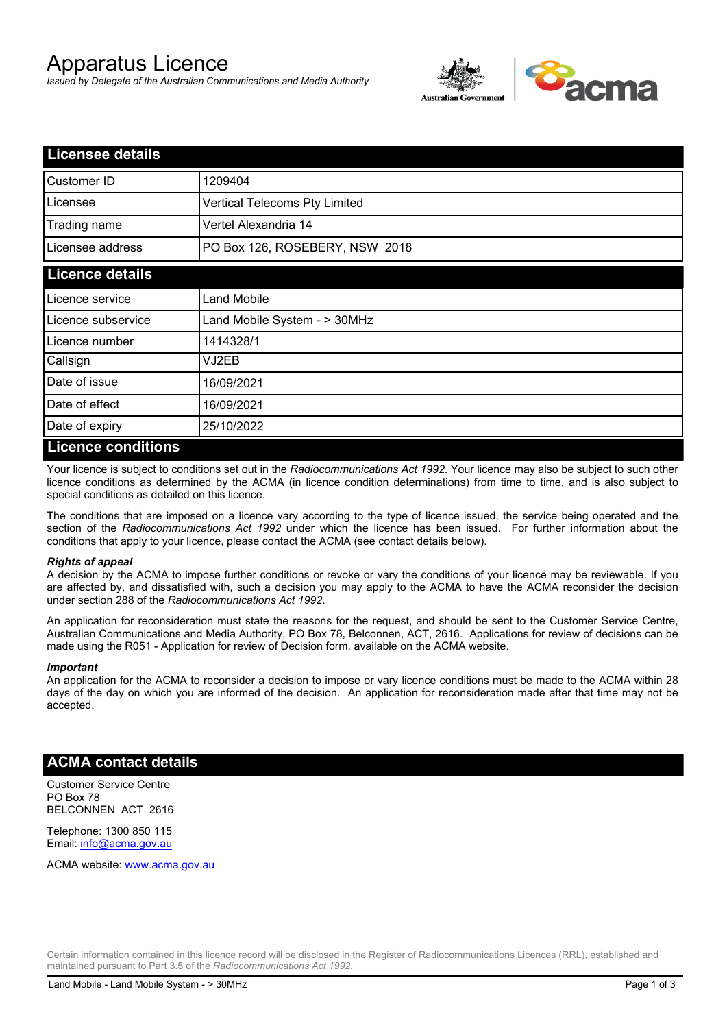# Apparatus Licence

*Issued by Delegate of the Australian Communications and Media Authority*

## Licensee details

| | |
|---|---|
| Customer ID | 1209404 |
| Licensee | Vertical Telecoms Pty Limited |
| Trading name | Vertel Alexandria 14 |
| Licensee address | PO Box 126, ROSEBERY, NSW 2018 |

## Licence details

| | |
|---|---|
| Licence service | Land Mobile |
| Licence subservice | Land Mobile System - > 30MHz |
| Licence number | 1414328/1 |
| Callsign | VJ2EB |
| Date of issue | 16/09/2021 |
| Date of effect | 16/09/2021 |
| Date of expiry | 25/10/2022 |

## Licence conditions

Your licence is subject to conditions set out in the *Radiocommunications Act 1992*. Your licence may also be subject to such other licence conditions as determined by the ACMA (in licence condition determinations) from time to time, and is also subject to special conditions as detailed on this licence.

The conditions that are imposed on a licence vary according to the type of licence issued, the service being operated and the section of the *Radiocommunications Act 1992* under which the licence has been issued. For further information about the conditions that apply to your licence, please contact the ACMA (see contact details below).

***Rights of appeal***

A decision by the ACMA to impose further conditions or revoke or vary the conditions of your licence may be reviewable. If you are affected by, and dissatisfied with, such a decision you may apply to the ACMA to have the ACMA reconsider the decision under section 288 of the *Radiocommunications Act 1992*.

An application for reconsideration must state the reasons for the request, and should be sent to the Customer Service Centre, Australian Communications and Media Authority, PO Box 78, Belconnen, ACT, 2616. Applications for review of decisions can be made using the R051 - Application for review of Decision form, available on the ACMA website.

***Important***

An application for the ACMA to reconsider a decision to impose or vary licence conditions must be made to the ACMA within 28 days of the day on which you are informed of the decision. An application for reconsideration made after that time may not be accepted.

## ACMA contact details

Customer Service Centre
PO Box 78
BELCONNEN ACT 2616

Telephone: 1300 850 115
Email: info@acma.gov.au

ACMA website: www.acma.gov.au

Certain information contained in this licence record will be disclosed in the Register of Radiocommunications Licences (RRL), established and maintained pursuant to Part 3.5 of the *Radiocommunications Act 1992.*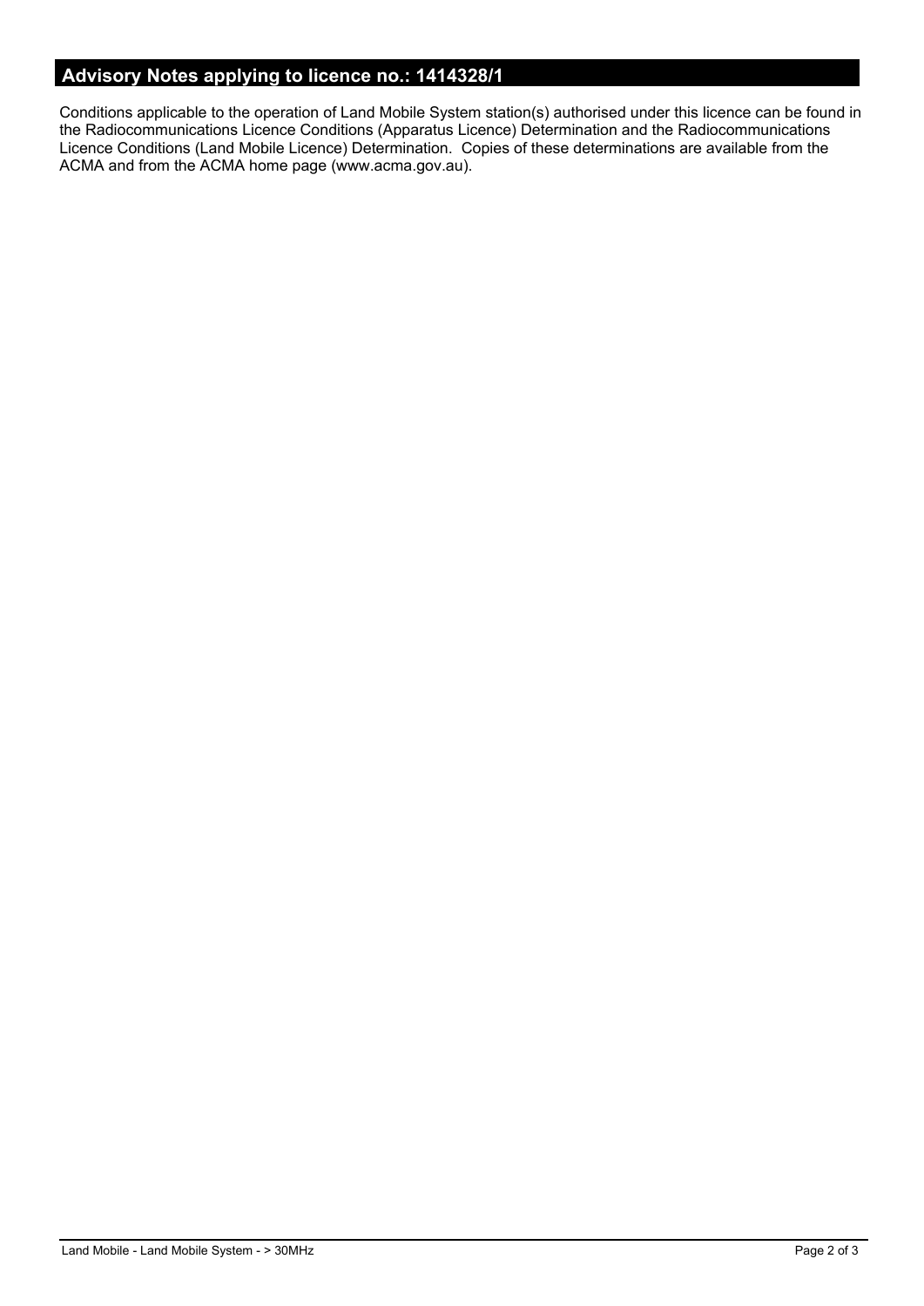## Advisory Notes applying to licence no.: 1414328/1

Conditions applicable to the operation of Land Mobile System station(s) authorised under this licence can be found in the Radiocommunications Licence Conditions (Apparatus Licence) Determination and the Radiocommunications Licence Conditions (Land Mobile Licence) Determination. Copies of these determinations are available from the ACMA and from the ACMA home page (www.acma.gov.au).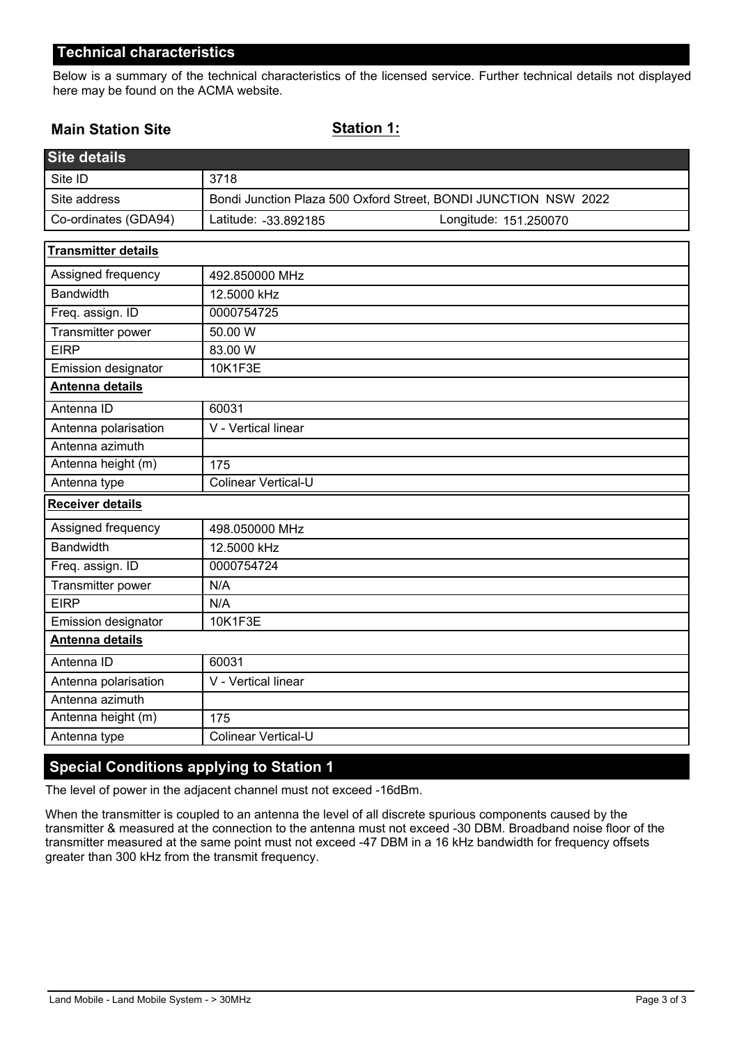## Technical characteristics

Below is a summary of the technical characteristics of the licensed service. Further technical details not displayed here may be found on the ACMA website.

**Main Station Site** **Station 1:**

| Site details | |
|---|---|
| Site ID | 3718 |
| Site address | Bondi Junction Plaza 500 Oxford Street, BONDI JUNCTION NSW 2022 |
| Co-ordinates (GDA94) | Latitude: -33.892185 Longitude: 151.250070 |

| **Transmitter details** | |
|---|---|
| Assigned frequency | 492.850000 MHz |
| Bandwidth | 12.5000 kHz |
| Freq. assign. ID | 0000754725 |
| Transmitter power | 50.00 W |
| EIRP | 83.00 W |
| Emission designator | 10K1F3E |
| **Antenna details** | |
| Antenna ID | 60031 |
| Antenna polarisation | V - Vertical linear |
| Antenna azimuth | |
| Antenna height (m) | 175 |
| Antenna type | Colinear Vertical-U |
| **Receiver details** | |
| Assigned frequency | 498.050000 MHz |
| Bandwidth | 12.5000 kHz |
| Freq. assign. ID | 0000754724 |
| Transmitter power | N/A |
| EIRP | N/A |
| Emission designator | 10K1F3E |
| **Antenna details** | |
| Antenna ID | 60031 |
| Antenna polarisation | V - Vertical linear |
| Antenna azimuth | |
| Antenna height (m) | 175 |
| Antenna type | Colinear Vertical-U |

## Special Conditions applying to Station 1

The level of power in the adjacent channel must not exceed -16dBm.

When the transmitter is coupled to an antenna the level of all discrete spurious components caused by the transmitter & measured at the connection to the antenna must not exceed -30 DBM. Broadband noise floor of the transmitter measured at the same point must not exceed -47 DBM in a 16 kHz bandwidth for frequency offsets greater than 300 kHz from the transmit frequency.